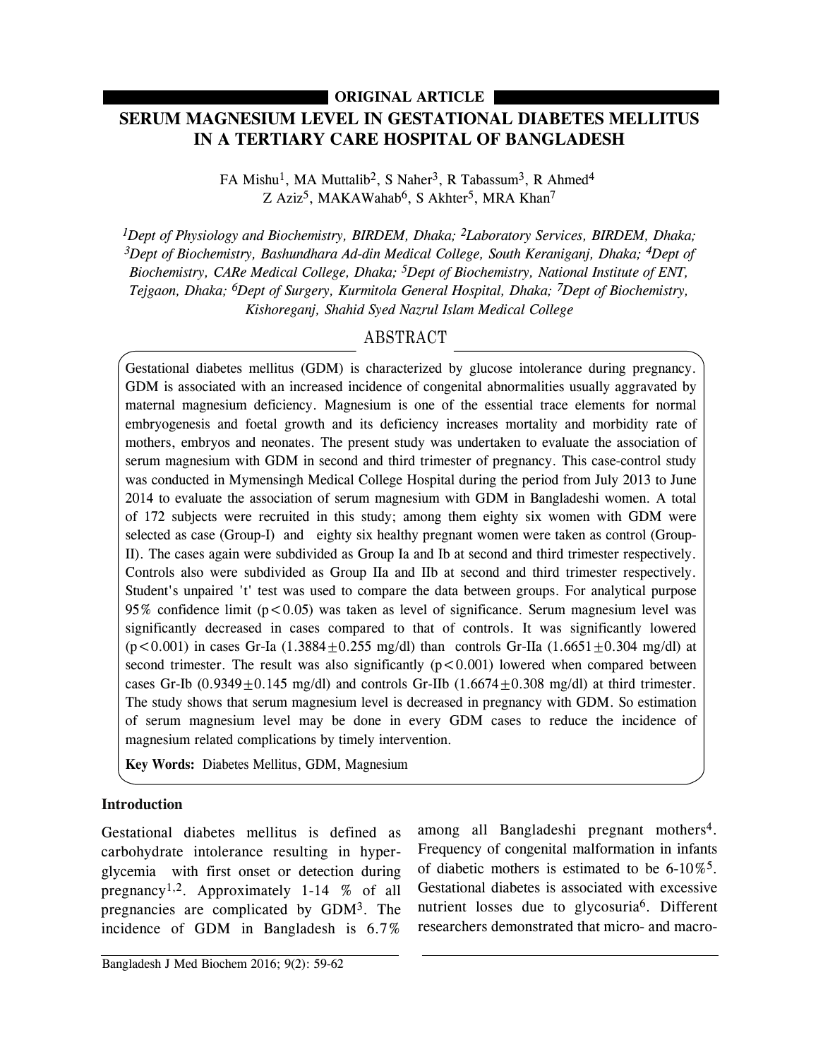**ORIGINAL ARTICLE**

# SERUM MAGNESIUM LEVEL IN GESTATIONAL DIABETES MELLITUS IN A TERTIARY CARE HOSPITAL OF BANGLADESH

FA Mishu[1], MA Muttalib[2], S Naher[3], R Tabassum[3], R Ahmed[4] Z Aziz[5], MAKAWahab[6], S Akhter[5], MRA Khan[7]

*[1]Dept of Physiology and Biochemistry, BIRDEM, Dhaka; [2]Laboratory Services, BIRDEM, Dhaka; [3]Dept of Biochemistry, Bashundhara Ad-din Medical College, South Keraniganj, Dhaka; [4]Dept of Biochemistry, CARe Medical College, Dhaka; [5]Dept of Biochemistry, National Institute of ENT, Tejgaon, Dhaka; [6]Dept of Surgery, Kurmitola General Hospital, Dhaka; [7]Dept of Biochemistry, Kishoreganj, Shahid Syed Nazrul Islam Medical College*

## ABSTRACT

Gestational diabetes mellitus (GDM) is characterized by glucose intolerance during pregnancy. GDM is associated with an increased incidence of congenital abnormalities usually aggravated by maternal magnesium deficiency. Magnesium is one of the essential trace elements for normal embryogenesis and foetal growth and its deficiency increases mortality and morbidity rate of mothers, embryos and neonates. The present study was undertaken to evaluate the association of serum magnesium with GDM in second and third trimester of pregnancy. This case-control study was conducted in Mymensingh Medical College Hospital during the period from July 2013 to June 2014 to evaluate the association of serum magnesium with GDM in Bangladeshi women. A total of 172 subjects were recruited in this study; among them eighty six women with GDM were selected as case (Group-I) and eighty six healthy pregnant women were taken as control (Group-II). The cases again were subdivided as Group Ia and Ib at second and third trimester respectively. Controls also were subdivided as Group IIa and IIb at second and third trimester respectively. Student's unpaired 't' test was used to compare the data between groups. For analytical purpose 95% confidence limit ($p<0.05$) was taken as level of significance. Serum magnesium level was significantly decreased in cases compared to that of controls. It was significantly lowered ($p<0.001$) in cases Gr-Ia ($1.3884\pm0.255$ mg/dl) than controls Gr-IIa ($1.6651\pm0.304$ mg/dl) at second trimester. The result was also significantly ($p<0.001$) lowered when compared between cases Gr-Ib ($0.9349\pm0.145$ mg/dl) and controls Gr-IIb ($1.6674\pm0.308$ mg/dl) at third trimester. The study shows that serum magnesium level is decreased in pregnancy with GDM. So estimation of serum magnesium level may be done in every GDM cases to reduce the incidence of magnesium related complications by timely intervention.

**Key Words:** Diabetes Mellitus, GDM, Magnesium

## Introduction

Gestational diabetes mellitus is defined as carbohydrate intolerance resulting in hyper-glycemia with first onset or detection during pregnancy[1,2]. Approximately 1-14 % of all pregnancies are complicated by GDM[3]. The incidence of GDM in Bangladesh is 6.7% among all Bangladeshi pregnant mothers[4]. Frequency of congenital malformation in infants of diabetic mothers is estimated to be 6-10%[5]. Gestational diabetes is associated with excessive nutrient losses due to glycosuria[6]. Different researchers demonstrated that micro- and macro-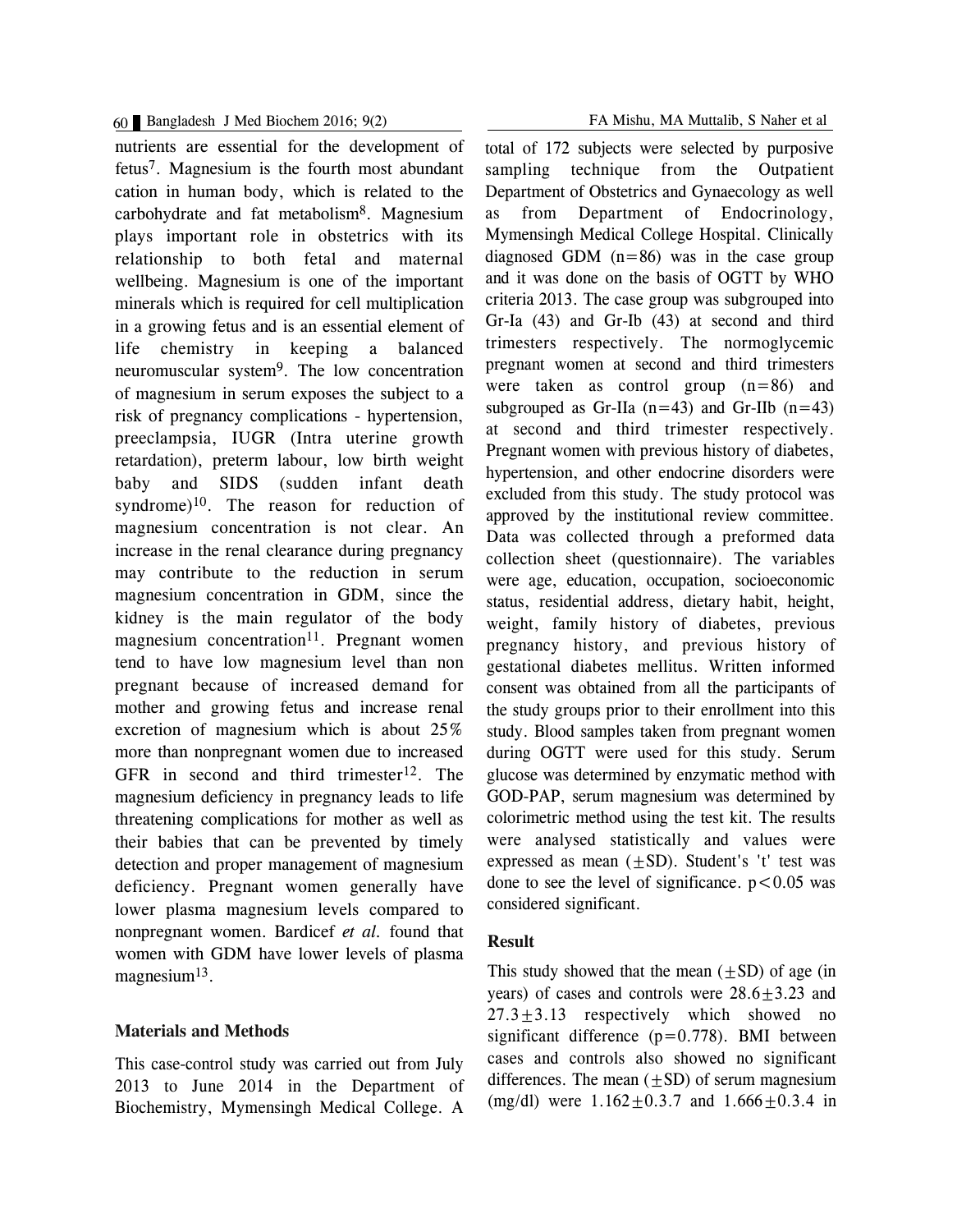nutrients are essential for the development of fetus[7]. Magnesium is the fourth most abundant cation in human body, which is related to the carbohydrate and fat metabolism[8]. Magnesium plays important role in obstetrics with its relationship to both fetal and maternal wellbeing. Magnesium is one of the important minerals which is required for cell multiplication in a growing fetus and is an essential element of life chemistry in keeping a balanced neuromuscular system[9]. The low concentration of magnesium in serum exposes the subject to a risk of pregnancy complications - hypertension, preeclampsia, IUGR (Intra uterine growth retardation), preterm labour, low birth weight baby and SIDS (sudden infant death syndrome)[10]. The reason for reduction of magnesium concentration is not clear. An increase in the renal clearance during pregnancy may contribute to the reduction in serum magnesium concentration in GDM, since the kidney is the main regulator of the body magnesium concentration[11]. Pregnant women tend to have low magnesium level than non pregnant because of increased demand for mother and growing fetus and increase renal excretion of magnesium which is about 25% more than nonpregnant women due to increased GFR in second and third trimester[12]. The magnesium deficiency in pregnancy leads to life threatening complications for mother as well as their babies that can be prevented by timely detection and proper management of magnesium deficiency. Pregnant women generally have lower plasma magnesium levels compared to nonpregnant women. Bardicef *et al.* found that women with GDM have lower levels of plasma magnesium[13].

## Materials and Methods

This case-control study was carried out from July 2013 to June 2014 in the Department of Biochemistry, Mymensingh Medical College. A total of 172 subjects were selected by purposive sampling technique from the Outpatient Department of Obstetrics and Gynaecology as well as from Department of Endocrinology, Mymensingh Medical College Hospital. Clinically diagnosed GDM (n=86) was in the case group and it was done on the basis of OGTT by WHO criteria 2013. The case group was subgrouped into Gr-Ia (43) and Gr-Ib (43) at second and third trimesters respectively. The normoglycemic pregnant women at second and third trimesters were taken as control group (n=86) and subgrouped as Gr-IIa (n=43) and Gr-IIb (n=43) at second and third trimester respectively. Pregnant women with previous history of diabetes, hypertension, and other endocrine disorders were excluded from this study. The study protocol was approved by the institutional review committee. Data was collected through a preformed data collection sheet (questionnaire). The variables were age, education, occupation, socioeconomic status, residential address, dietary habit, height, weight, family history of diabetes, previous pregnancy history, and previous history of gestational diabetes mellitus. Written informed consent was obtained from all the participants of the study groups prior to their enrollment into this study. Blood samples taken from pregnant women during OGTT were used for this study. Serum glucose was determined by enzymatic method with GOD-PAP, serum magnesium was determined by colorimetric method using the test kit. The results were analysed statistically and values were expressed as mean ($\pm$SD). Student's 't' test was done to see the level of significance. $p<0.05$ was considered significant.

## Result

This study showed that the mean ($\pm$SD) of age (in years) of cases and controls were $28.6\pm3.23$ and $27.3\pm3.13$ respectively which showed no significant difference ($p=0.778$). BMI between cases and controls also showed no significant differences. The mean ($\pm$SD) of serum magnesium (mg/dl) were $1.162\pm0.3.7$ and $1.666\pm0.3.4$ in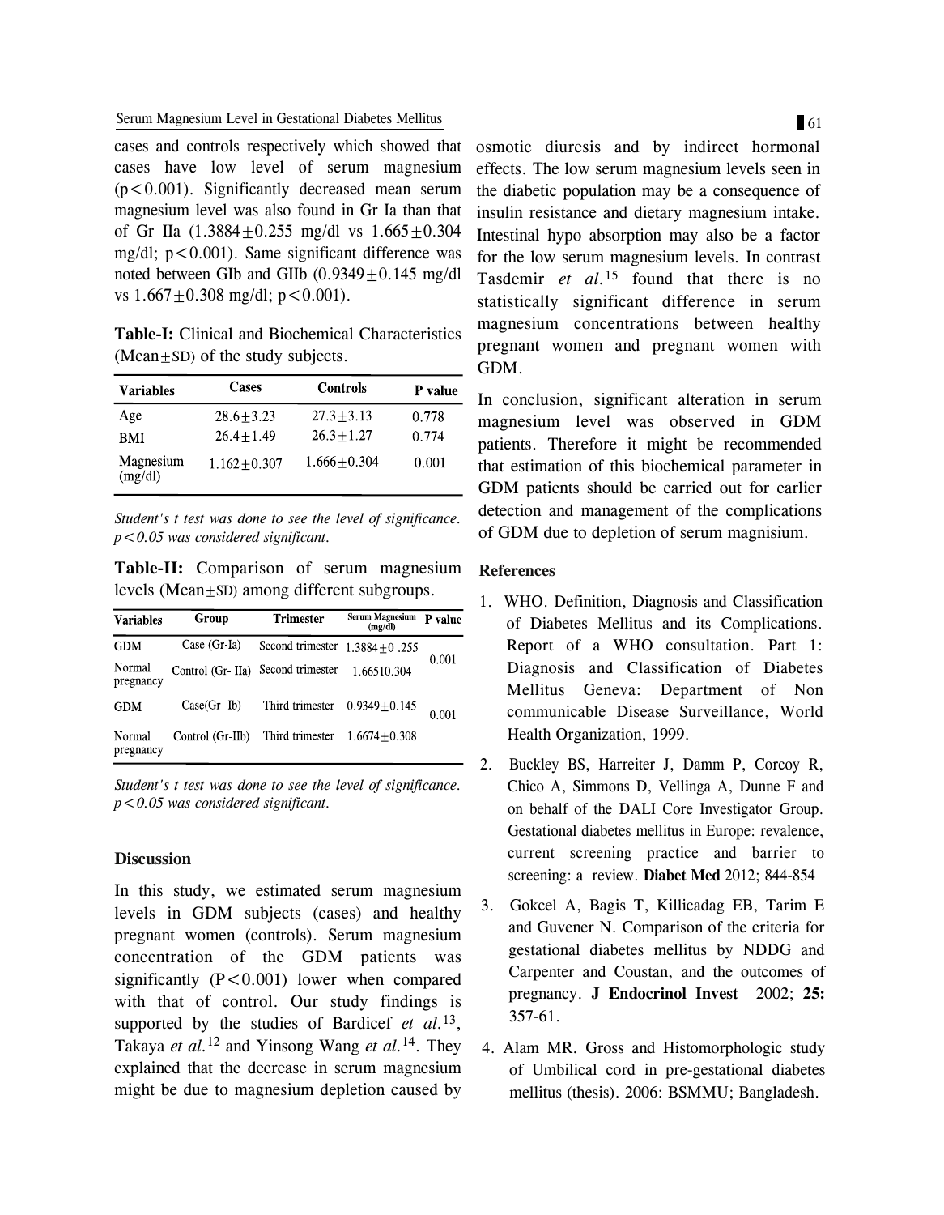cases and controls respectively which showed that cases have low level of serum magnesium ($p<0.001$). Significantly decreased mean serum magnesium level was also found in Gr Ia than that of Gr IIa ($1.3884 \pm 0.255$ mg/dl vs $1.665 \pm 0.304$ mg/dl; $p<0.001$). Same significant difference was noted between GIb and GIIb ($0.9349 \pm 0.145$ mg/dl vs $1.667 \pm 0.308$ mg/dl; $p<0.001$).

**Table-I:** Clinical and Biochemical Characteristics (Mean±SD) of the study subjects.

| Variables | Cases | Controls | P value |
|---|---|---|---|
| Age | 28.6±3.23 | 27.3±3.13 | 0.778 |
| BMI | 26.4±1.49 | 26.3±1.27 | 0.774 |
| Magnesium (mg/dl) | 1.162±0.307 | 1.666±0.304 | 0.001 |

*Student's t test was done to see the level of significance. p<0.05 was considered significant.*

**Table-II:** Comparison of serum magnesium levels (Mean±SD) among different subgroups.

| Variables | Group | Trimester | Serum Magnesium (mg/dl) | P value |
|---|---|---|---|---|
| GDM | Case (Gr-Ia) | Second trimester | 1.3884±0 .255 | 0.001 |
| Normal pregnancy | Control (Gr- IIa) | Second trimester | 1.66510.304 | |
| GDM | Case(Gr- Ib) | Third trimester | 0.9349±0.145 | 0.001 |
| Normal pregnancy | Control (Gr-IIb) | Third trimester | 1.6674±0.308 | |

*Student's t test was done to see the level of significance. p<0.05 was considered significant.*

## Discussion

In this study, we estimated serum magnesium levels in GDM subjects (cases) and healthy pregnant women (controls). Serum magnesium concentration of the GDM patients was significantly ($P<0.001$) lower when compared with that of control. Our study findings is supported by the studies of Bardicef *et al.*[13], Takaya *et al.*[12] and Yinsong Wang *et al.*[14]. They explained that the decrease in serum magnesium might be due to magnesium depletion caused by osmotic diuresis and by indirect hormonal effects. The low serum magnesium levels seen in the diabetic population may be a consequence of insulin resistance and dietary magnesium intake. Intestinal hypo absorption may also be a factor for the low serum magnesium levels. In contrast Tasdemir *et al.*[15] found that there is no statistically significant difference in serum magnesium concentrations between healthy pregnant women and pregnant women with GDM.

In conclusion, significant alteration in serum magnesium level was observed in GDM patients. Therefore it might be recommended that estimation of this biochemical parameter in GDM patients should be carried out for earlier detection and management of the complications of GDM due to depletion of serum magnisium.

### References

1. WHO. Definition, Diagnosis and Classification of Diabetes Mellitus and its Complications. Report of a WHO consultation. Part 1: Diagnosis and Classification of Diabetes Mellitus Geneva: Department of Non communicable Disease Surveillance, World Health Organization, 1999.
2. Buckley BS, Harreiter J, Damm P, Corcoy R, Chico A, Simmons D, Vellinga A, Dunne F and on behalf of the DALI Core Investigator Group. Gestational diabetes mellitus in Europe: revalence, current screening practice and barrier to screening: a review. **Diabet Med** 2012; 844-854
3. Gokcel A, Bagis T, Killicadag EB, Tarim E and Guvener N. Comparison of the criteria for gestational diabetes mellitus by NDDG and Carpenter and Coustan, and the outcomes of pregnancy. **J Endocrinol Invest** 2002; **25:** 357-61.
4. Alam MR. Gross and Histomorphologic study of Umbilical cord in pre-gestational diabetes mellitus (thesis). 2006: BSMMU; Bangladesh.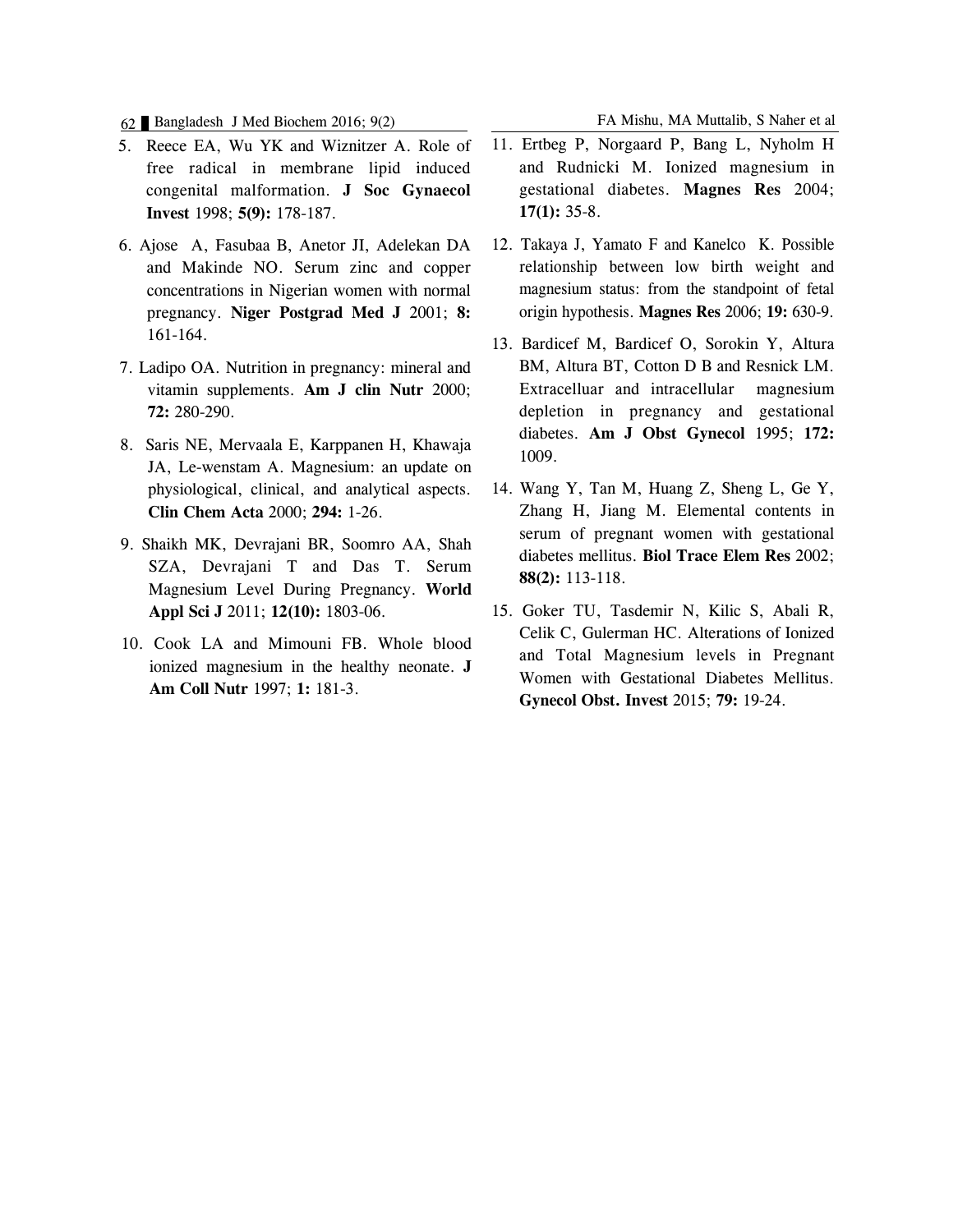5. Reece EA, Wu YK and Wiznitzer A. Role of free radical in membrane lipid induced congenital malformation. **J Soc Gynaecol Invest** 1998; **5(9):** 178-187.

6. Ajose A, Fasubaa B, Anetor JI, Adelekan DA and Makinde NO. Serum zinc and copper concentrations in Nigerian women with normal pregnancy. **Niger Postgrad Med J** 2001; **8:** 161-164.

7. Ladipo OA. Nutrition in pregnancy: mineral and vitamin supplements. **Am J clin Nutr** 2000; **72:** 280-290.

8. Saris NE, Mervaala E, Karppanen H, Khawaja JA, Le-wenstam A. Magnesium: an update on physiological, clinical, and analytical aspects. **Clin Chem Acta** 2000; **294:** 1-26.

9. Shaikh MK, Devrajani BR, Soomro AA, Shah SZA, Devrajani T and Das T. Serum Magnesium Level During Pregnancy. **World Appl Sci J** 2011; **12(10):** 1803-06.

10. Cook LA and Mimouni FB. Whole blood ionized magnesium in the healthy neonate. **J Am Coll Nutr** 1997; **1:** 181-3.

11. Ertbeg P, Norgaard P, Bang L, Nyholm H and Rudnicki M. Ionized magnesium in gestational diabetes. **Magnes Res** 2004; **17(1):** 35-8.

12. Takaya J, Yamato F and Kanelco K. Possible relationship between low birth weight and magnesium status: from the standpoint of fetal origin hypothesis. **Magnes Res** 2006; **19:** 630-9.

13. Bardicef M, Bardicef O, Sorokin Y, Altura BM, Altura BT, Cotton D B and Resnick LM. Extracelluar and intracellular magnesium depletion in pregnancy and gestational diabetes. **Am J Obst Gynecol** 1995; **172:** 1009.

14. Wang Y, Tan M, Huang Z, Sheng L, Ge Y, Zhang H, Jiang M. Elemental contents in serum of pregnant women with gestational diabetes mellitus. **Biol Trace Elem Res** 2002; **88(2):** 113-118.

15. Goker TU, Tasdemir N, Kilic S, Abali R, Celik C, Gulerman HC. Alterations of Ionized and Total Magnesium levels in Pregnant Women with Gestational Diabetes Mellitus. **Gynecol Obst. Invest** 2015; **79:** 19-24.